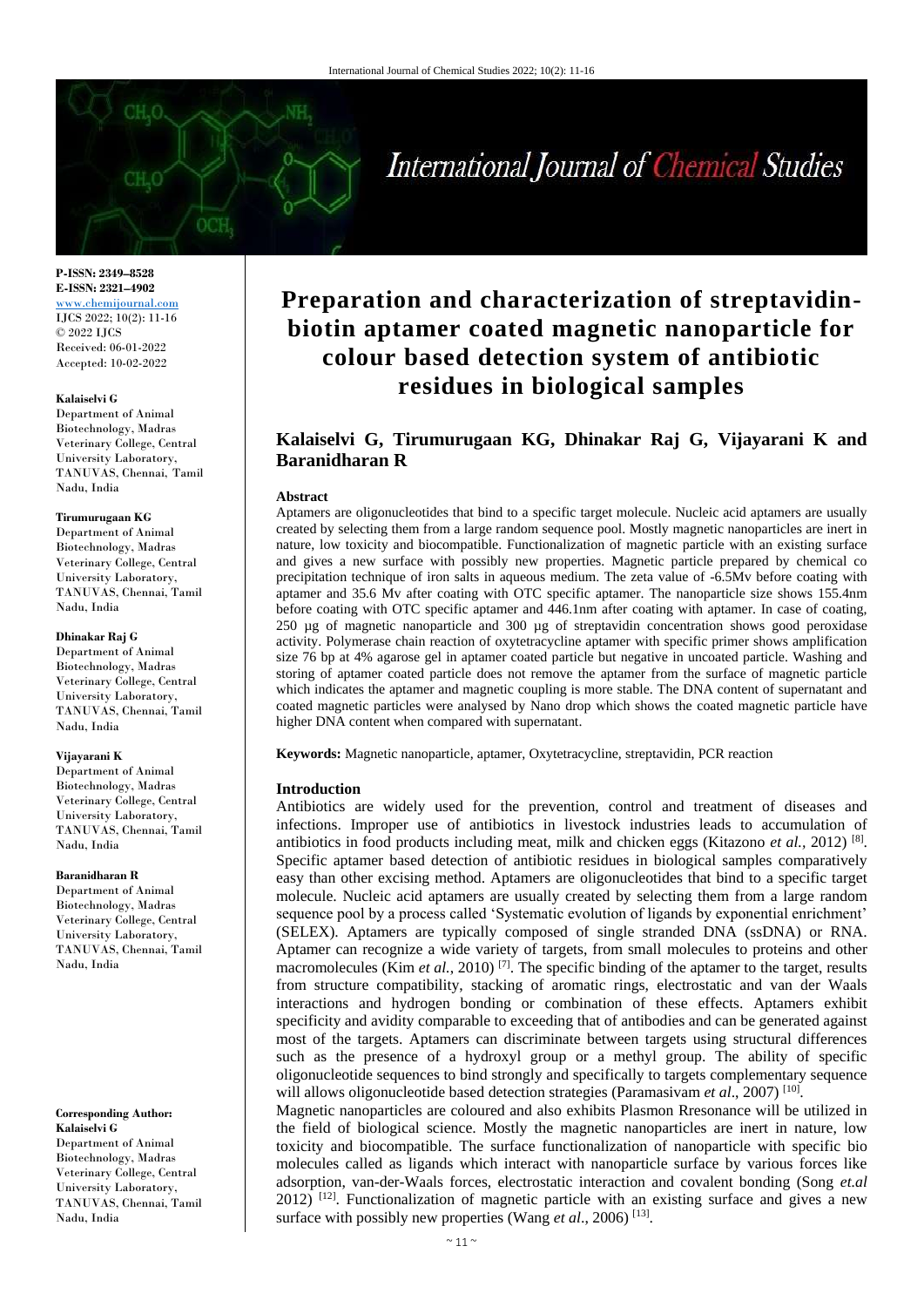**P-ISSN: 2349–8528**
**E-ISSN: 2321–4902**
www.chemijournal.com
IJCS 2022; 10(2): 11-16
© 2022 IJCS
Received: 06-01-2022
Accepted: 10-02-2022

**Kalaiselvi G**
Department of Animal Biotechnology, Madras Veterinary College, Central University Laboratory, TANUVAS, Chennai, Tamil Nadu, India

**Tirumurugaan KG**
Department of Animal Biotechnology, Madras Veterinary College, Central University Laboratory, TANUVAS, Chennai, Tamil Nadu, India

**Dhinakar Raj G**
Department of Animal Biotechnology, Madras Veterinary College, Central University Laboratory, TANUVAS, Chennai, Tamil Nadu, India

**Vijayarani K**
Department of Animal Biotechnology, Madras Veterinary College, Central University Laboratory, TANUVAS, Chennai, Tamil Nadu, India

**Baranidharan R**
Department of Animal Biotechnology, Madras Veterinary College, Central University Laboratory, TANUVAS, Chennai, Tamil Nadu, India

**Corresponding Author:**
**Kalaiselvi G**
Department of Animal Biotechnology, Madras Veterinary College, Central University Laboratory, TANUVAS, Chennai, Tamil Nadu, India

# Preparation and characterization of streptavidin-biotin aptamer coated magnetic nanoparticle for colour based detection system of antibiotic residues in biological samples

## Kalaiselvi G, Tirumurugaan KG, Dhinakar Raj G, Vijayarani K and Baranidharan R

### Abstract

Aptamers are oligonucleotides that bind to a specific target molecule. Nucleic acid aptamers are usually created by selecting them from a large random sequence pool. Mostly magnetic nanoparticles are inert in nature, low toxicity and biocompatible. Functionalization of magnetic particle with an existing surface and gives a new surface with possibly new properties. Magnetic particle prepared by chemical co precipitation technique of iron salts in aqueous medium. The zeta value of -6.5Mv before coating with aptamer and 35.6 Mv after coating with OTC specific aptamer. The nanoparticle size shows 155.4nm before coating with OTC specific aptamer and 446.1nm after coating with aptamer. In case of coating, 250 µg of magnetic nanoparticle and 300 µg of streptavidin concentration shows good peroxidase activity. Polymerase chain reaction of oxytetracycline aptamer with specific primer shows amplification size 76 bp at 4% agarose gel in aptamer coated particle but negative in uncoated particle. Washing and storing of aptamer coated particle does not remove the aptamer from the surface of magnetic particle which indicates the aptamer and magnetic coupling is more stable. The DNA content of supernatant and coated magnetic particles were analysed by Nano drop which shows the coated magnetic particle have higher DNA content when compared with supernatant.

**Keywords:** Magnetic nanoparticle, aptamer, Oxytetracycline, streptavidin, PCR reaction

### Introduction

Antibiotics are widely used for the prevention, control and treatment of diseases and infections. Improper use of antibiotics in livestock industries leads to accumulation of antibiotics in food products including meat, milk and chicken eggs (Kitazono *et al.*, 2012) [8]. Specific aptamer based detection of antibiotic residues in biological samples comparatively easy than other excising method. Aptamers are oligonucleotides that bind to a specific target molecule. Nucleic acid aptamers are usually created by selecting them from a large random sequence pool by a process called 'Systematic evolution of ligands by exponential enrichment' (SELEX). Aptamers are typically composed of single stranded DNA (ssDNA) or RNA. Aptamer can recognize a wide variety of targets, from small molecules to proteins and other macromolecules (Kim *et al.*, 2010) [7]. The specific binding of the aptamer to the target, results from structure compatibility, stacking of aromatic rings, electrostatic and van der Waals interactions and hydrogen bonding or combination of these effects. Aptamers exhibit specificity and avidity comparable to exceeding that of antibodies and can be generated against most of the targets. Aptamers can discriminate between targets using structural differences such as the presence of a hydroxyl group or a methyl group. The ability of specific oligonucleotide sequences to bind strongly and specifically to targets complementary sequence will allows oligonucleotide based detection strategies (Paramasivam *et al*., 2007) [10].

Magnetic nanoparticles are coloured and also exhibits Plasmon Rresonance will be utilized in the field of biological science. Mostly the magnetic nanoparticles are inert in nature, low toxicity and biocompatible. The surface functionalization of nanoparticle with specific bio molecules called as ligands which interact with nanoparticle surface by various forces like adsorption, van-der-Waals forces, electrostatic interaction and covalent bonding (Song *et.al* 2012) [12]. Functionalization of magnetic particle with an existing surface and gives a new surface with possibly new properties (Wang *et al*., 2006) [13].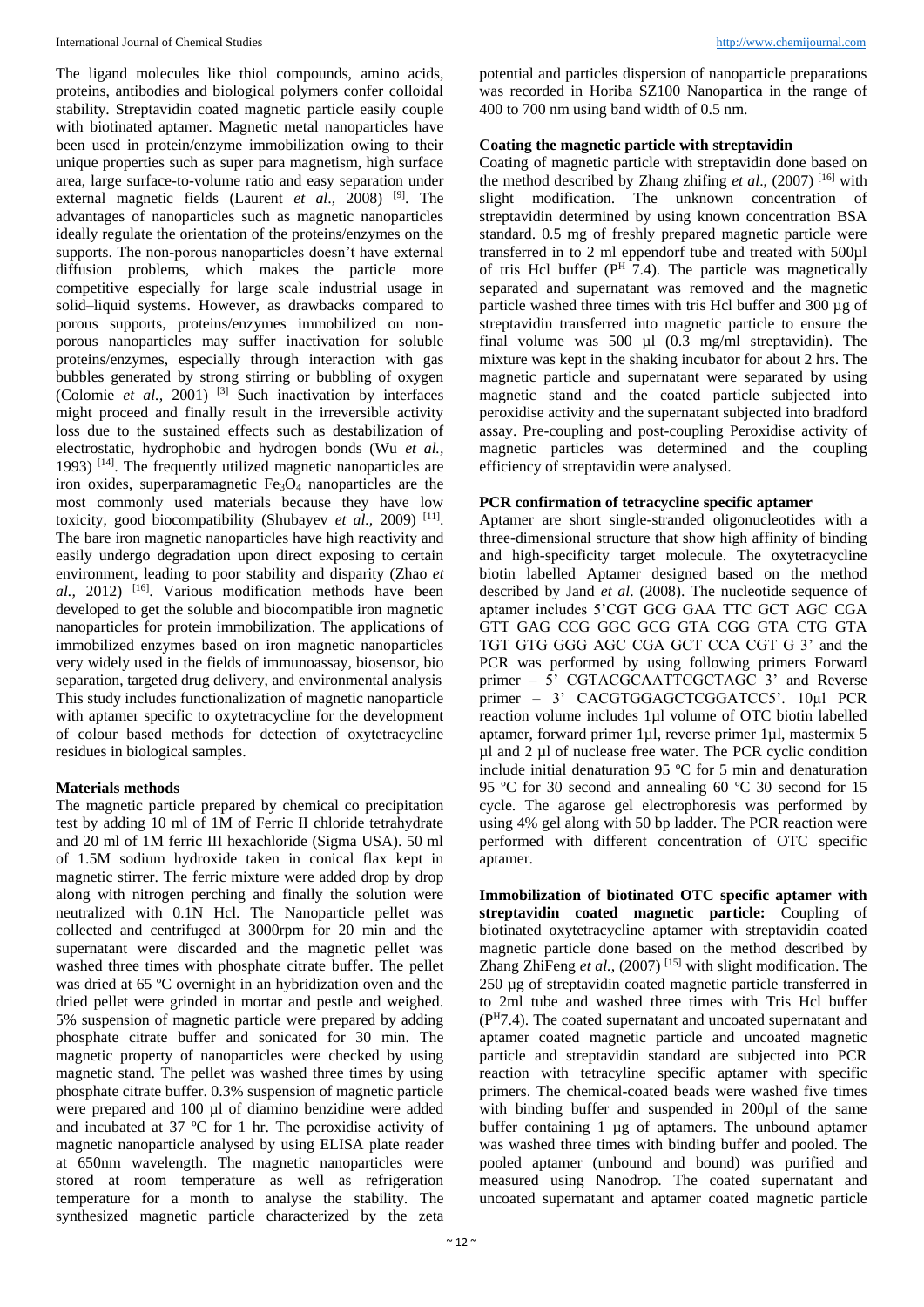The ligand molecules like thiol compounds, amino acids, proteins, antibodies and biological polymers confer colloidal stability. Streptavidin coated magnetic particle easily couple with biotinated aptamer. Magnetic metal nanoparticles have been used in protein/enzyme immobilization owing to their unique properties such as super para magnetism, high surface area, large surface-to-volume ratio and easy separation under external magnetic fields (Laurent *et al*., 2008) [9]. The advantages of nanoparticles such as magnetic nanoparticles ideally regulate the orientation of the proteins/enzymes on the supports. The non-porous nanoparticles doesn't have external diffusion problems, which makes the particle more competitive especially for large scale industrial usage in solid–liquid systems. However, as drawbacks compared to porous supports, proteins/enzymes immobilized on non-porous nanoparticles may suffer inactivation for soluble proteins/enzymes, especially through interaction with gas bubbles generated by strong stirring or bubbling of oxygen (Colomie *et al.,* 2001) [3] Such inactivation by interfaces might proceed and finally result in the irreversible activity loss due to the sustained effects such as destabilization of electrostatic, hydrophobic and hydrogen bonds (Wu *et al.,* 1993) [14]. The frequently utilized magnetic nanoparticles are iron oxides, superparamagnetic $Fe_3O_4$ nanoparticles are the most commonly used materials because they have low toxicity, good biocompatibility (Shubayev *et al.,* 2009) [11]. The bare iron magnetic nanoparticles have high reactivity and easily undergo degradation upon direct exposing to certain environment, leading to poor stability and disparity (Zhao *et al.,* 2012) [16]. Various modification methods have been developed to get the soluble and biocompatible iron magnetic nanoparticles for protein immobilization. The applications of immobilized enzymes based on iron magnetic nanoparticles very widely used in the fields of immunoassay, biosensor, bio separation, targeted drug delivery, and environmental analysis This study includes functionalization of magnetic nanoparticle with aptamer specific to oxytetracycline for the development of colour based methods for detection of oxytetracycline residues in biological samples.

## Materials methods

The magnetic particle prepared by chemical co precipitation test by adding 10 ml of 1M of Ferric II chloride tetrahydrate and 20 ml of 1M ferric III hexachloride (Sigma USA). 50 ml of 1.5M sodium hydroxide taken in conical flax kept in magnetic stirrer. The ferric mixture were added drop by drop along with nitrogen perching and finally the solution were neutralized with 0.1N Hcl. The Nanoparticle pellet was collected and centrifuged at 3000rpm for 20 min and the supernatant were discarded and the magnetic pellet was washed three times with phosphate citrate buffer. The pellet was dried at 65 ºC overnight in an hybridization oven and the dried pellet were grinded in mortar and pestle and weighed. 5% suspension of magnetic particle were prepared by adding phosphate citrate buffer and sonicated for 30 min. The magnetic property of nanoparticles were checked by using magnetic stand. The pellet was washed three times by using phosphate citrate buffer. 0.3% suspension of magnetic particle were prepared and 100 µl of diamino benzidine were added and incubated at 37 ºC for 1 hr. The peroxidise activity of magnetic nanoparticle analysed by using ELISA plate reader at 650nm wavelength. The magnetic nanoparticles were stored at room temperature as well as refrigeration temperature for a month to analyse the stability. The synthesized magnetic particle characterized by the zeta potential and particles dispersion of nanoparticle preparations was recorded in Horiba SZ100 Nanopartica in the range of 400 to 700 nm using band width of 0.5 nm.

### Coating the magnetic particle with streptavidin

Coating of magnetic particle with streptavidin done based on the method described by Zhang zhifing *et al*., (2007) [16] with slight modification. The unknown concentration of streptavidin determined by using known concentration BSA standard. 0.5 mg of freshly prepared magnetic particle were transferred in to 2 ml eppendorf tube and treated with 500µl of tris Hcl buffer ($P^H$ 7.4). The particle was magnetically separated and supernatant was removed and the magnetic particle washed three times with tris Hcl buffer and 300 µg of streptavidin transferred into magnetic particle to ensure the final volume was 500 µl (0.3 mg/ml streptavidin). The mixture was kept in the shaking incubator for about 2 hrs. The magnetic particle and supernatant were separated by using magnetic stand and the coated particle subjected into peroxidise activity and the supernatant subjected into bradford assay. Pre-coupling and post-coupling Peroxidise activity of magnetic particles was determined and the coupling efficiency of streptavidin were analysed.

### PCR confirmation of tetracycline specific aptamer

Aptamer are short single-stranded oligonucleotides with a three-dimensional structure that show high affinity of binding and high-specificity target molecule. The oxytetracycline biotin labelled Aptamer designed based on the method described by Jand *et al*. (2008). The nucleotide sequence of aptamer includes 5'CGT GCG GAA TTC GCT AGC CGA GTT GAG CCG GGC GCG GTA CGG GTA CTG GTA TGT GTG GGG AGC CGA GCT CCA CGT G 3' and the PCR was performed by using following primers Forward primer – 5' CGTACGCAATTCGCTAGC 3' and Reverse primer – 3' CACGTGGAGCTCGGATCC5'. 10µl PCR reaction volume includes 1µl volume of OTC biotin labelled aptamer, forward primer 1µl, reverse primer 1µl, mastermix 5 µl and 2 µl of nuclease free water. The PCR cyclic condition include initial denaturation 95 ºC for 5 min and denaturation 95 ºC for 30 second and annealing 60 ºC 30 second for 15 cycle. The agarose gel electrophoresis was performed by using 4% gel along with 50 bp ladder. The PCR reaction were performed with different concentration of OTC specific aptamer.

**Immobilization of biotinated OTC specific aptamer with streptavidin coated magnetic particle:** Coupling of biotinated oxytetracycline aptamer with streptavidin coated magnetic particle done based on the method described by Zhang ZhiFeng *et al.,* (2007) [15] with slight modification. The 250 µg of streptavidin coated magnetic particle transferred in to 2ml tube and washed three times with Tris Hcl buffer ($P^H$7.4). The coated supernatant and uncoated supernatant and aptamer coated magnetic particle and uncoated magnetic particle and streptavidin standard are subjected into PCR reaction with tetracyline specific aptamer with specific primers. The chemical-coated beads were washed five times with binding buffer and suspended in 200µl of the same buffer containing 1 µg of aptamers. The unbound aptamer was washed three times with binding buffer and pooled. The pooled aptamer (unbound and bound) was purified and measured using Nanodrop. The coated supernatant and uncoated supernatant and aptamer coated magnetic particle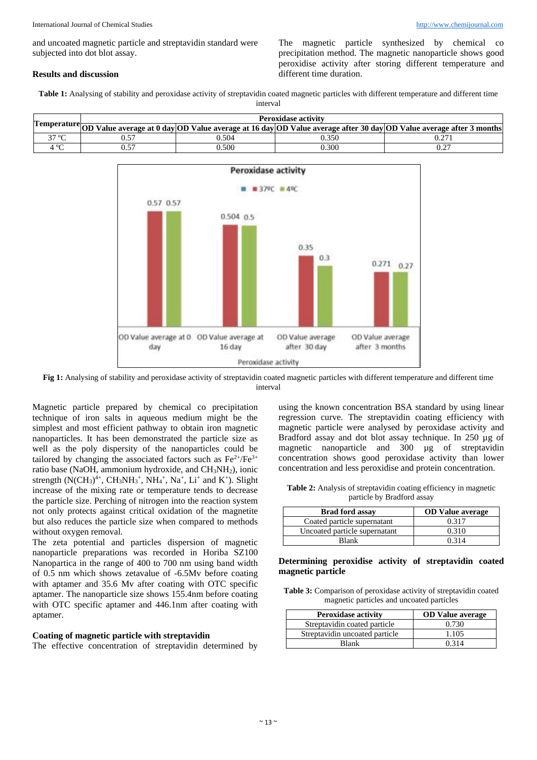and uncoated magnetic particle and streptavidin standard were subjected into dot blot assay.

## Results and discussion

The magnetic particle synthesized by chemical co precipitation method. The magnetic nanoparticle shows good peroxidise activity after storing different temperature and different time duration.

**Table 1:** Analysing of stability and peroxidase activity of streptavidin coated magnetic particles with different temperature and different time interval

| Temperature | Peroxidase activity | | | |
|---|---|---|---|---|
| | **OD Value average at 0 day** | **OD Value average at 16 day** | **OD Value average after 30 day** | **OD Value average after 3 months** |
| 37 ºC | 0.57 | 0.504 | 0.350 | 0.271 |
| 4 ºC | 0.57 | 0.500 | 0.300 | 0.27 |

**Fig 1:** Analysing of stability and peroxidase activity of streptavidin coated magnetic particles with different temperature and different time interval

Magnetic particle prepared by chemical co precipitation technique of iron salts in aqueous medium might be the simplest and most efficient pathway to obtain iron magnetic nanoparticles. It has been demonstrated the particle size as well as the poly dispersity of the nanoparticles could be tailored by changing the associated factors such as $Fe^{2+}/Fe^{3+}$ ratio base (NaOH, ammonium hydroxide, and $CH_3NH_2$), ionic strength ($N(CH_3)^{4+}$, $CH_3NH_3^+$, $NH_4^+$, $Na^+$, $Li^+$ and $K^+$). Slight increase of the mixing rate or temperature tends to decrease the particle size. Perching of nitrogen into the reaction system not only protects against critical oxidation of the magnetite but also reduces the particle size when compared to methods without oxygen removal.

The zeta potential and particles dispersion of magnetic nanoparticle preparations was recorded in Horiba SZ100 Nanopartica in the range of 400 to 700 nm using band width of 0.5 nm which shows zetavalue of -6.5Mv before coating with aptamer and 35.6 Mv after coating with OTC specific aptamer. The nanoparticle size shows 155.4nm before coating with OTC specific aptamer and 446.1nm after coating with aptamer.

### Coating of magnetic particle with streptavidin

The effective concentration of streptavidin determined by using the known concentration BSA standard by using linear regression curve. The streptavidin coating efficiency with magnetic particle were analysed by peroxidase activity and Bradford assay and dot blot assay technique. In 250 µg of magnetic nanoparticle and 300 µg of streptavidin concentration shows good peroxidase activity than lower concentration and less peroxidise and protein concentration.

**Table 2:** Analysis of streptavidin coating efficiency in magnetic particle by Bradford assay

| Brad ford assay | OD Value average |
|---|---|
| Coated particle supernatant | 0.317 |
| Uncoated particle supernatant | 0.310 |
| Blank | 0.314 |

### Determining peroxidise activity of streptavidin coated magnetic particle

**Table 3:** Comparison of peroxidase activity of streptavidin coated magnetic particles and uncoated particles

| Peroxidase activity | OD Value average |
|---|---|
| Streptavidin coated particle | 0.730 |
| Streptavidin uncoated particle | 1.105 |
| Blank | 0.314 |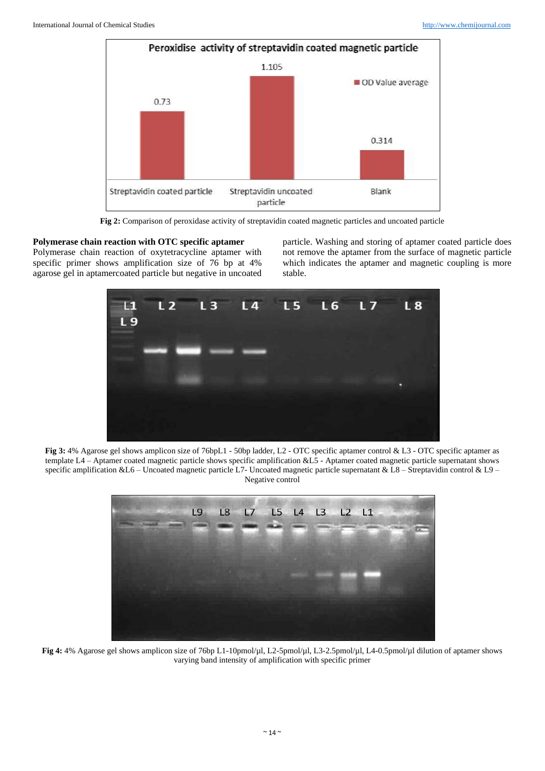Fig 2: Comparison of peroxidase activity of streptavidin coated magnetic particles and uncoated particle

**Polymerase chain reaction with OTC specific aptamer**

Polymerase chain reaction of oxytetracycline aptamer with specific primer shows amplification size of 76 bp at 4% agarose gel in aptamercoated particle but negative in uncoated particle. Washing and storing of aptamer coated particle does not remove the aptamer from the surface of magnetic particle which indicates the aptamer and magnetic coupling is more stable.

**Fig 3:** 4% Agarose gel shows amplicon size of 76bpL1 - 50bp ladder, L2 - OTC specific aptamer control & L3 - OTC specific aptamer as template L4 – Aptamer coated magnetic particle shows specific amplification &L5 - Aptamer coated magnetic particle supernatant shows specific amplification &L6 – Uncoated magnetic particle L7- Uncoated magnetic particle supernatant & L8 – Streptavidin control & L9 – Negative control

**Fig 4:** 4% Agarose gel shows amplicon size of 76bp L1-10pmol/µl, L2-5pmol/µl, L3-2.5pmol/µl, L4-0.5pmol/µl dilution of aptamer shows varying band intensity of amplification with specific primer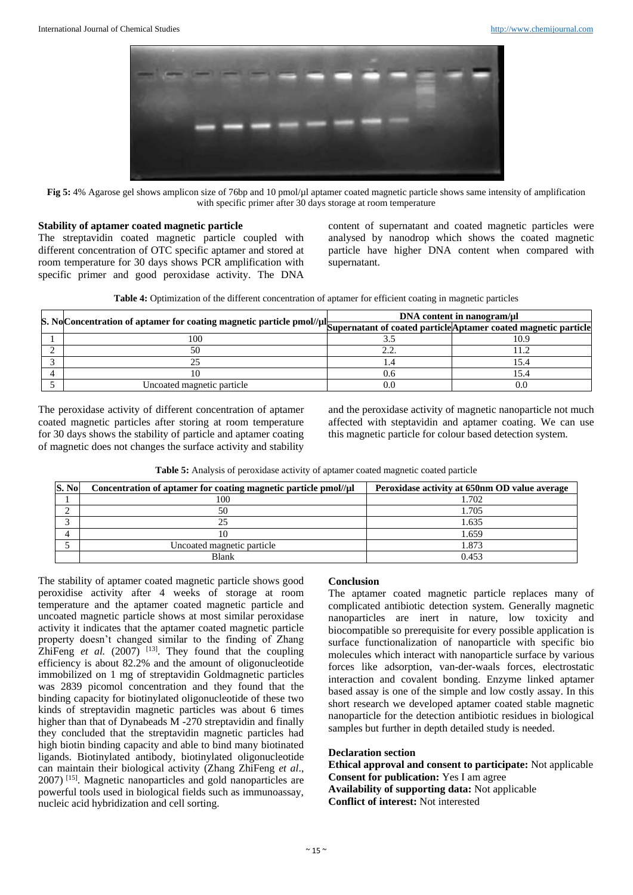**Fig 5:** 4% Agarose gel shows amplicon size of 76bp and 10 pmol/µl aptamer coated magnetic particle shows same intensity of amplification with specific primer after 30 days storage at room temperature

### Stability of aptamer coated magnetic particle

The streptavidin coated magnetic particle coupled with different concentration of OTC specific aptamer and stored at room temperature for 30 days shows PCR amplification with specific primer and good peroxidase activity. The DNA content of supernatant and coated magnetic particles were analysed by nanodrop which shows the coated magnetic particle have higher DNA content when compared with supernatant.

**Table 4:** Optimization of the different concentration of aptamer for efficient coating in magnetic particles

| S. No | Concentration of aptamer for coating magnetic particle pmol//µl | DNA content in nanogram/µl | |
|---|---|---|---|
| | | Supernatant of coated particle | Aptamer coated magnetic particle |
| 1 | 100 | 3.5 | 10.9 |
| 2 | 50 | 2.2. | 11.2 |
| 3 | 25 | 1.4 | 15.4 |
| 4 | 10 | 0.6 | 15.4 |
| 5 | Uncoated magnetic particle | 0.0 | 0.0 |

The peroxidase activity of different concentration of aptamer coated magnetic particles after storing at room temperature for 30 days shows the stability of particle and aptamer coating of magnetic does not changes the surface activity and stability and the peroxidase activity of magnetic nanoparticle not much affected with steptavidin and aptamer coating. We can use this magnetic particle for colour based detection system.

**Table 5:** Analysis of peroxidase activity of aptamer coated magnetic coated particle

| S. No | Concentration of aptamer for coating magnetic particle pmol//µl | Peroxidase activity at 650nm OD value average |
|---|---|---|
| 1 | 100 | 1.702 |
| 2 | 50 | 1.705 |
| 3 | 25 | 1.635 |
| 4 | 10 | 1.659 |
| 5 | Uncoated magnetic particle | 1.873 |
| | Blank | 0.453 |

The stability of aptamer coated magnetic particle shows good peroxidise activity after 4 weeks of storage at room temperature and the aptamer coated magnetic particle and uncoated magnetic particle shows at most similar peroxidase activity it indicates that the aptamer coated magnetic particle property doesn't changed similar to the finding of Zhang ZhiFeng *et al.* (2007) [13]. They found that the coupling efficiency is about 82.2% and the amount of oligonucleotide immobilized on 1 mg of streptavidin Goldmagnetic particles was 2839 picomol concentration and they found that the binding capacity for biotinylated oligonucleotide of these two kinds of streptavidin magnetic particles was about 6 times higher than that of Dynabeads M -270 streptavidin and finally they concluded that the streptavidin magnetic particles had high biotin binding capacity and able to bind many biotinated ligands. Biotinylated antibody, biotinylated oligonucleotide can maintain their biological activity (Zhang ZhiFeng *et al*., 2007) [15]. Magnetic nanoparticles and gold nanoparticles are powerful tools used in biological fields such as immunoassay, nucleic acid hybridization and cell sorting.

### Conclusion

The aptamer coated magnetic particle replaces many of complicated antibiotic detection system. Generally magnetic nanoparticles are inert in nature, low toxicity and biocompatible so prerequisite for every possible application is surface functionalization of nanoparticle with specific bio molecules which interact with nanoparticle surface by various forces like adsorption, van-der-waals forces, electrostatic interaction and covalent bonding. Enzyme linked aptamer based assay is one of the simple and low costly assay. In this short research we developed aptamer coated stable magnetic nanoparticle for the detection antibiotic residues in biological samples but further in depth detailed study is needed.

### Declaration section

**Ethical approval and consent to participate:** Not applicable
**Consent for publication:** Yes I am agree
**Availability of supporting data:** Not applicable
**Conflict of interest:** Not interested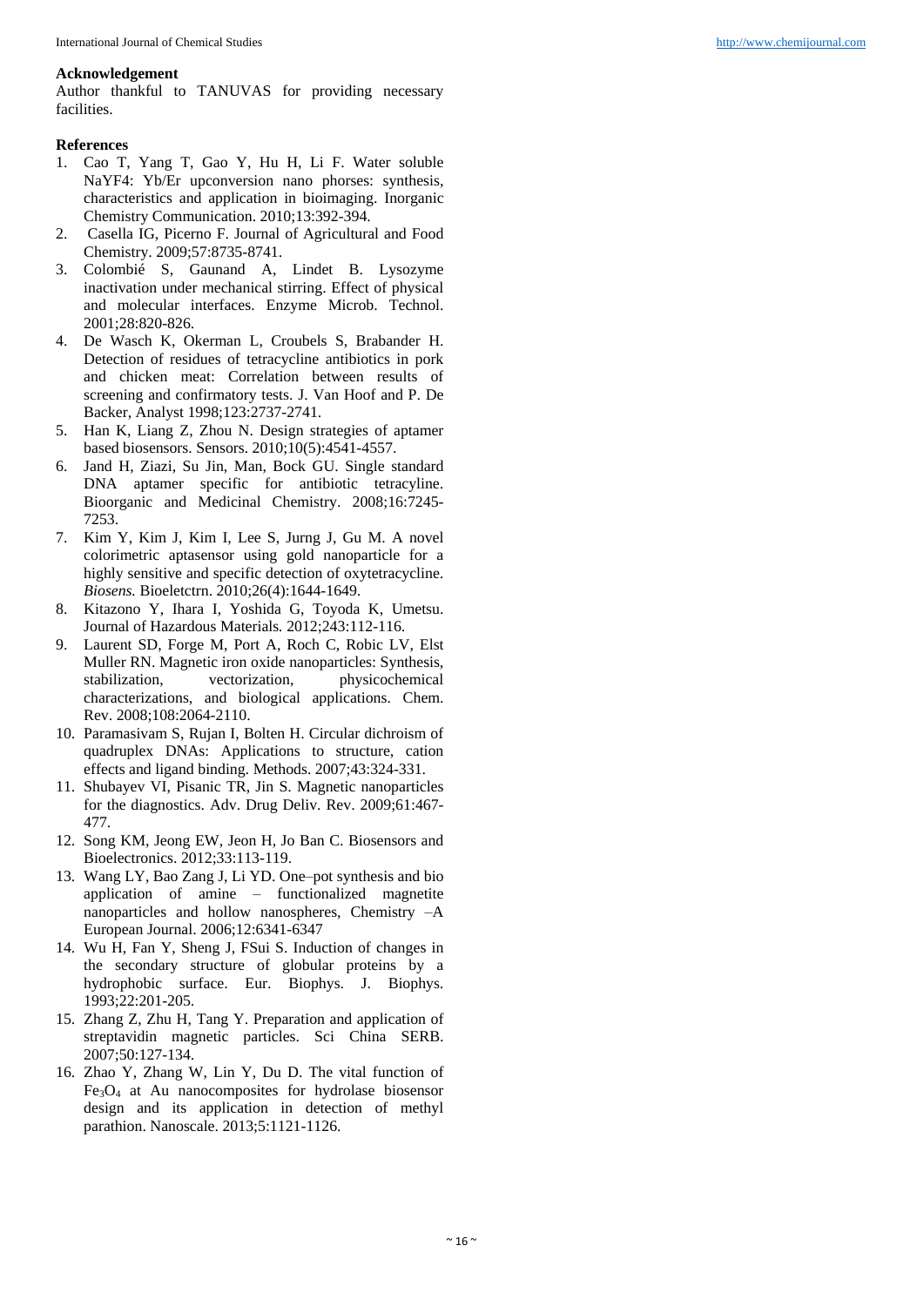### Acknowledgement

Author thankful to TANUVAS for providing necessary facilities.

### References

1. Cao T, Yang T, Gao Y, Hu H, Li F. Water soluble NaYF4: Yb/Er upconversion nano phorses: synthesis, characteristics and application in bioimaging. Inorganic Chemistry Communication. 2010;13:392-394.
2. Casella IG, Picerno F. Journal of Agricultural and Food Chemistry. 2009;57:8735-8741.
3. Colombié S, Gaunand A, Lindet B. Lysozyme inactivation under mechanical stirring. Effect of physical and molecular interfaces. Enzyme Microb. Technol. 2001;28:820-826.
4. De Wasch K, Okerman L, Croubels S, Brabander H. Detection of residues of tetracycline antibiotics in pork and chicken meat: Correlation between results of screening and confirmatory tests. J. Van Hoof and P. De Backer, Analyst 1998;123:2737-2741.
5. Han K, Liang Z, Zhou N. Design strategies of aptamer based biosensors. Sensors. 2010;10(5):4541-4557.
6. Jand H, Ziazi, Su Jin, Man, Bock GU. Single standard DNA aptamer specific for antibiotic tetracyline. Bioorganic and Medicinal Chemistry. 2008;16:7245-7253.
7. Kim Y, Kim J, Kim I, Lee S, Jurng J, Gu M. A novel colorimetric aptasensor using gold nanoparticle for a highly sensitive and specific detection of oxytetracycline. *Biosens.* Bioeletctrn. 2010;26(4):1644-1649.
8. Kitazono Y, Ihara I, Yoshida G, Toyoda K, Umetsu. Journal of Hazardous Materials. 2012;243:112-116.
9. Laurent SD, Forge M, Port A, Roch C, Robic LV, Elst Muller RN. Magnetic iron oxide nanoparticles: Synthesis, stabilization, vectorization, physicochemical characterizations, and biological applications. Chem. Rev. 2008;108:2064-2110.
10. Paramasivam S, Rujan I, Bolten H. Circular dichroism of quadruplex DNAs: Applications to structure, cation effects and ligand binding. Methods. 2007;43:324-331.
11. Shubayev VI, Pisanic TR, Jin S. Magnetic nanoparticles for the diagnostics. Adv. Drug Deliv. Rev. 2009;61:467-477.
12. Song KM, Jeong EW, Jeon H, Jo Ban C. Biosensors and Bioelectronics. 2012;33:113-119.
13. Wang LY, Bao Zang J, Li YD. One–pot synthesis and bio application of amine – functionalized magnetite nanoparticles and hollow nanospheres, Chemistry –A European Journal. 2006;12:6341-6347
14. Wu H, Fan Y, Sheng J, FSui S. Induction of changes in the secondary structure of globular proteins by a hydrophobic surface. Eur. Biophys. J. Biophys. 1993;22:201-205.
15. Zhang Z, Zhu H, Tang Y. Preparation and application of streptavidin magnetic particles. Sci China SERB. 2007;50:127-134.
16. Zhao Y, Zhang W, Lin Y, Du D. The vital function of $Fe_3O_4$ at Au nanocomposites for hydrolase biosensor design and its application in detection of methyl parathion. Nanoscale. 2013;5:1121-1126.